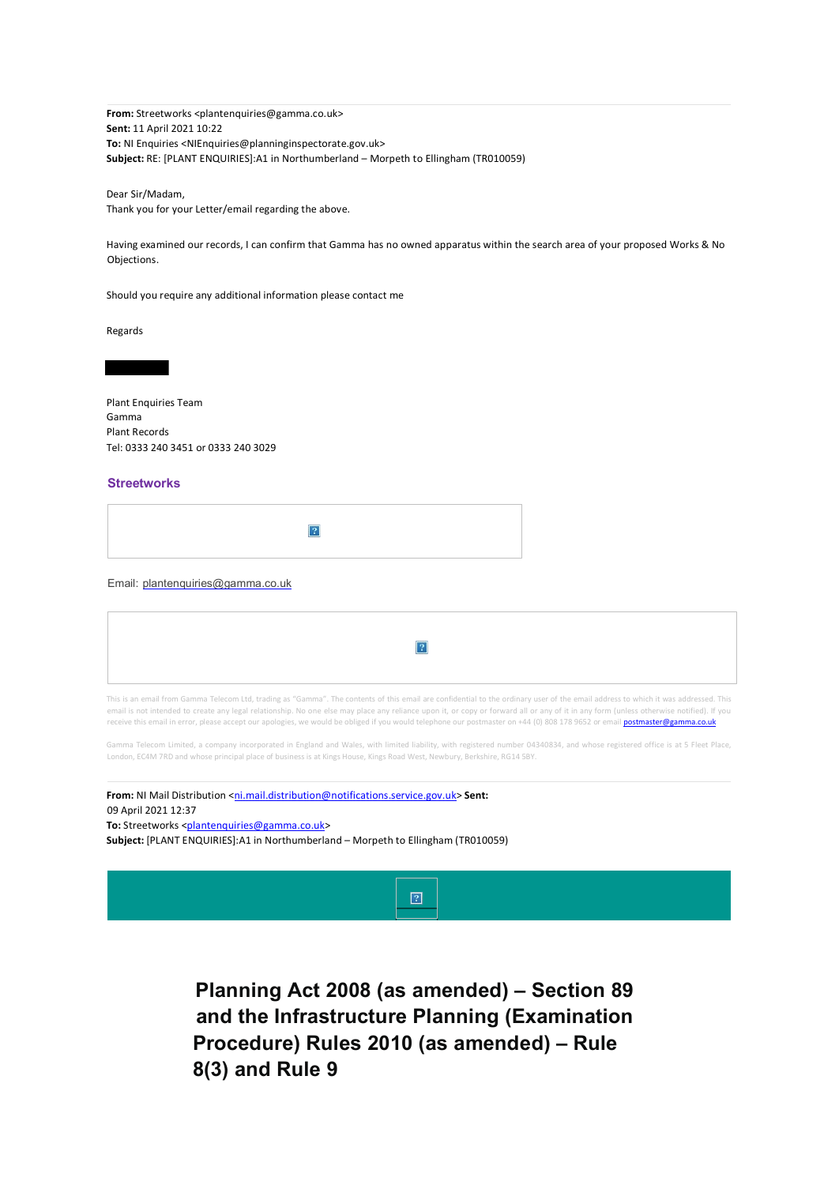**From:** Streetworks <plantenquiries@gamma.co.uk>
**Sent:** 11 April 2021 10:22
**To:** NI Enquiries <NIEnquiries@planninginspectorate.gov.uk>
**Subject:** RE: [PLANT ENQUIRIES]:A1 in Northumberland – Morpeth to Ellingham (TR010059)

Dear Sir/Madam,
Thank you for your Letter/email regarding the above.

Having examined our records, I can confirm that Gamma has no owned apparatus within the search area of your proposed Works & No Objections.

Should you require any additional information please contact me

Regards

Plant Enquiries Team
Gamma
Plant Records
Tel: 0333 240 3451 or 0333 240 3029

**Streetworks**

Email: plantenquiries@gamma.co.uk

This is an email from Gamma Telecom Ltd, trading as "Gamma". The contents of this email are confidential to the ordinary user of the email address to which it was addressed. This email is not intended to create any legal relationship. No one else may place any reliance upon it, or copy or forward all or any of it in any form (unless otherwise notified). If you receive this email in error, please accept our apologies, we would be obliged if you would telephone our postmaster on +44 (0) 808 178 9652 or email postmaster@gamma.co.uk

Gamma Telecom Limited, a company incorporated in England and Wales, with limited liability, with registered number 04340834, and whose registered office is at 5 Fleet Place, London, EC4M 7RD and whose principal place of business is at Kings House, Kings Road West, Newbury, Berkshire, RG14 5BY.

**From:** NI Mail Distribution <ni.mail.distribution@notifications.service.gov.uk> **Sent:** 09 April 2021 12:37
**To:** Streetworks <plantenquiries@gamma.co.uk>
**Subject:** [PLANT ENQUIRIES]:A1 in Northumberland – Morpeth to Ellingham (TR010059)

# Planning Act 2008 (as amended) – Section 89 and the Infrastructure Planning (Examination Procedure) Rules 2010 (as amended) – Rule 8(3) and Rule 9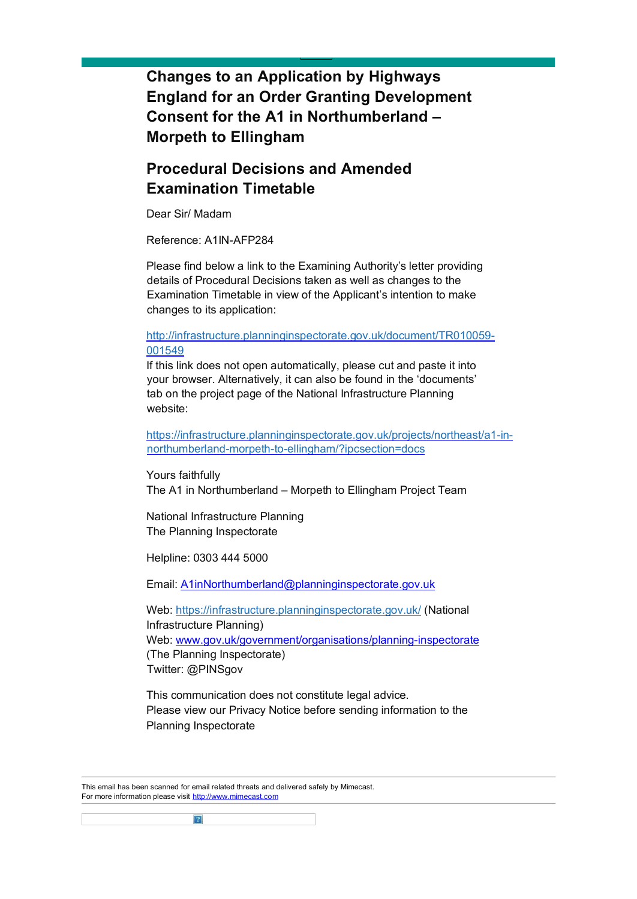# Changes to an Application by Highways England for an Order Granting Development Consent for the A1 in Northumberland – Morpeth to Ellingham

## Procedural Decisions and Amended Examination Timetable

Dear Sir/ Madam

Reference: A1IN-AFP284

Please find below a link to the Examining Authority's letter providing details of Procedural Decisions taken as well as changes to the Examination Timetable in view of the Applicant's intention to make changes to its application:

http://infrastructure.planninginspectorate.gov.uk/document/TR010059-001549

If this link does not open automatically, please cut and paste it into your browser. Alternatively, it can also be found in the 'documents' tab on the project page of the National Infrastructure Planning website:

https://infrastructure.planninginspectorate.gov.uk/projects/northeast/a1-in-northumberland-morpeth-to-ellingham/?ipcsection=docs

Yours faithfully
The A1 in Northumberland – Morpeth to Ellingham Project Team

National Infrastructure Planning
The Planning Inspectorate

Helpline: 0303 444 5000

Email: A1inNorthumberland@planninginspectorate.gov.uk

Web: https://infrastructure.planninginspectorate.gov.uk/ (National Infrastructure Planning)
Web: www.gov.uk/government/organisations/planning-inspectorate (The Planning Inspectorate)
Twitter: @PINSgov

This communication does not constitute legal advice.
Please view our Privacy Notice before sending information to the Planning Inspectorate

---

This email has been scanned for email related threats and delivered safely by Mimecast.
For more information please visit http://www.mimecast.com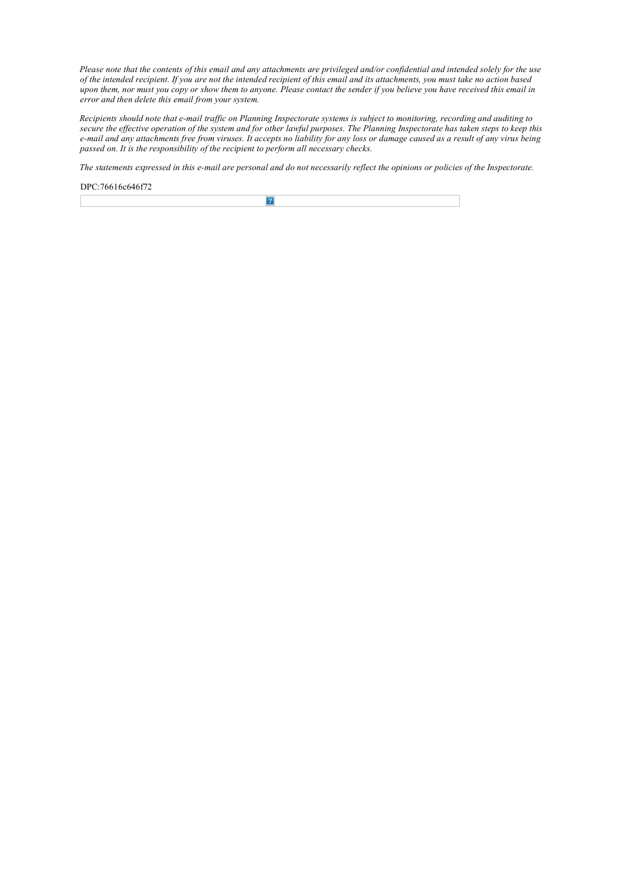*Please note that the contents of this email and any attachments are privileged and/or confidential and intended solely for the use of the intended recipient. If you are not the intended recipient of this email and its attachments, you must take no action based upon them, nor must you copy or show them to anyone. Please contact the sender if you believe you have received this email in error and then delete this email from your system.*

*Recipients should note that e-mail traffic on Planning Inspectorate systems is subject to monitoring, recording and auditing to secure the effective operation of the system and for other lawful purposes. The Planning Inspectorate has taken steps to keep this e-mail and any attachments free from viruses. It accepts no liability for any loss or damage caused as a result of any virus being passed on. It is the responsibility of the recipient to perform all necessary checks.*

*The statements expressed in this e-mail are personal and do not necessarily reflect the opinions or policies of the Inspectorate.*

DPC:76616c646f72